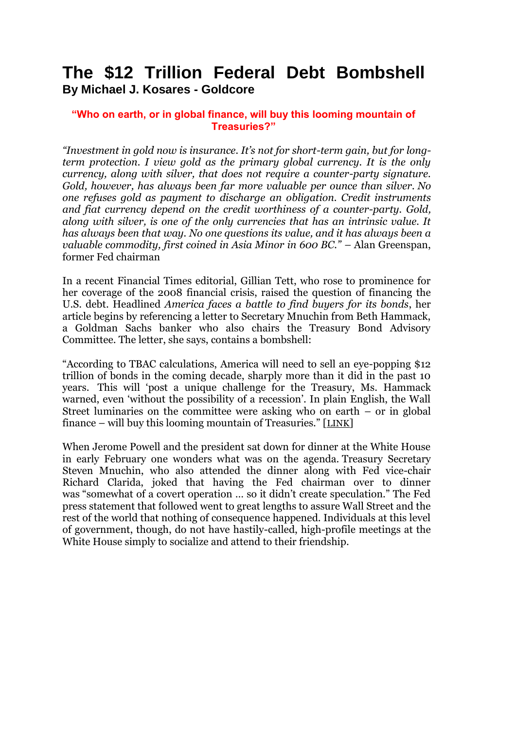# The $12 Trillion Federal Debt Bombshell

**By Michael J. Kosares - Goldcore**

**"Who on earth, or in global finance, will buy this looming mountain of Treasuries?"**

*"Investment in gold now is insurance. It's not for short-term gain, but for long-term protection. I view gold as the primary global currency. It is the only currency, along with silver, that does not require a counter-party signature. Gold, however, has always been far more valuable per ounce than silver. No one refuses gold as payment to discharge an obligation. Credit instruments and fiat currency depend on the credit worthiness of a counter-party. Gold, along with silver, is one of the only currencies that has an intrinsic value. It has always been that way. No one questions its value, and it has always been a valuable commodity, first coined in Asia Minor in 600 BC."* – Alan Greenspan, former Fed chairman

In a recent Financial Times editorial, Gillian Tett, who rose to prominence for her coverage of the 2008 financial crisis, raised the question of financing the U.S. debt. Headlined *America faces a battle to find buyers for its bonds*, her article begins by referencing a letter to Secretary Mnuchin from Beth Hammack, a Goldman Sachs banker who also chairs the Treasury Bond Advisory Committee. The letter, she says, contains a bombshell:

"According to TBAC calculations, America will need to sell an eye-popping $12 trillion of bonds in the coming decade, sharply more than it did in the past 10 years. This will 'post a unique challenge for the Treasury, Ms. Hammack warned, even 'without the possibility of a recession'. In plain English, the Wall Street luminaries on the committee were asking who on earth – or in global finance – will buy this looming mountain of Treasuries." [LINK]

When Jerome Powell and the president sat down for dinner at the White House in early February one wonders what was on the agenda. Treasury Secretary Steven Mnuchin, who also attended the dinner along with Fed vice-chair Richard Clarida, joked that having the Fed chairman over to dinner was "somewhat of a covert operation … so it didn't create speculation." The Fed press statement that followed went to great lengths to assure Wall Street and the rest of the world that nothing of consequence happened. Individuals at this level of government, though, do not have hastily-called, high-profile meetings at the White House simply to socialize and attend to their friendship.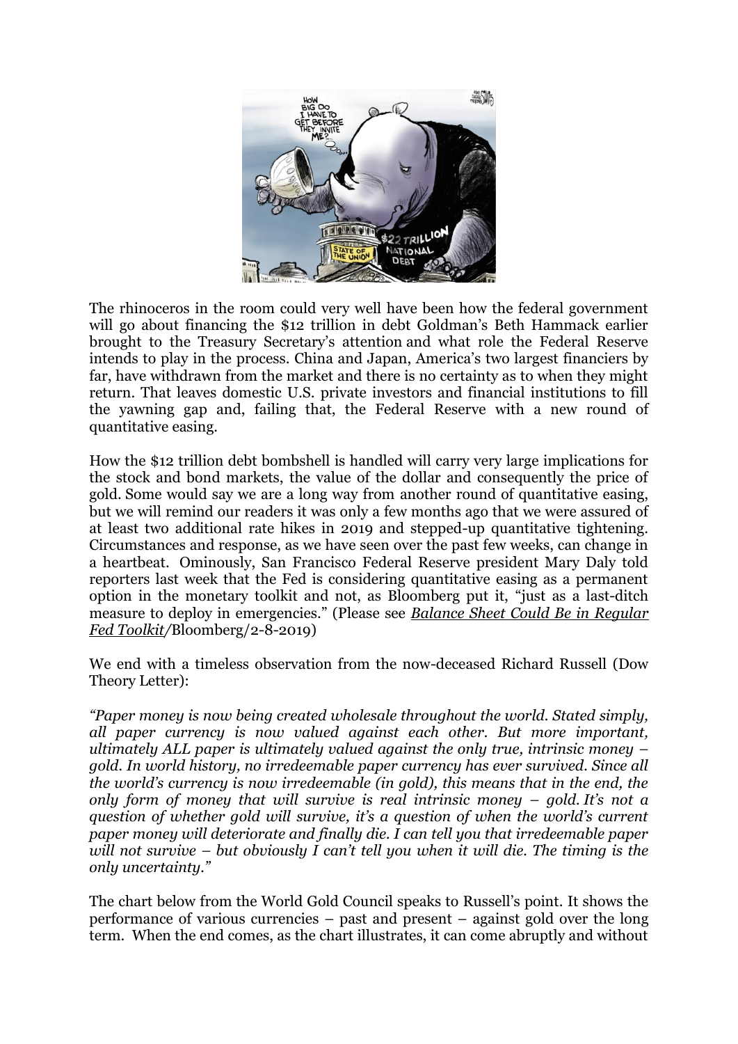The rhinoceros in the room could very well have been how the federal government will go about financing the $12 trillion in debt Goldman's Beth Hammack earlier brought to the Treasury Secretary's attention and what role the Federal Reserve intends to play in the process. China and Japan, America's two largest financiers by far, have withdrawn from the market and there is no certainty as to when they might return. That leaves domestic U.S. private investors and financial institutions to fill the yawning gap and, failing that, the Federal Reserve with a new round of quantitative easing.

How the $12 trillion debt bombshell is handled will carry very large implications for the stock and bond markets, the value of the dollar and consequently the price of gold. Some would say we are a long way from another round of quantitative easing, but we will remind our readers it was only a few months ago that we were assured of at least two additional rate hikes in 2019 and stepped-up quantitative tightening. Circumstances and response, as we have seen over the past few weeks, can change in a heartbeat. Ominously, San Francisco Federal Reserve president Mary Daly told reporters last week that the Fed is considering quantitative easing as a permanent option in the monetary toolkit and not, as Bloomberg put it, "just as a last-ditch measure to deploy in emergencies." (Please see ***Balance Sheet Could Be in Regular Fed Toolkit***/Bloomberg/2-8-2019)

We end with a timeless observation from the now-deceased Richard Russell (Dow Theory Letter):

*"Paper money is now being created wholesale throughout the world. Stated simply, all paper currency is now valued against each other. But more important, ultimately ALL paper is ultimately valued against the only true, intrinsic money – gold. In world history, no irredeemable paper currency has ever survived. Since all the world's currency is now irredeemable (in gold), this means that in the end, the only form of money that will survive is real intrinsic money – gold. It's not a question of whether gold will survive, it's a question of when the world's current paper money will deteriorate and finally die. I can tell you that irredeemable paper will not survive – but obviously I can't tell you when it will die. The timing is the only uncertainty."*

The chart below from the World Gold Council speaks to Russell's point. It shows the performance of various currencies – past and present – against gold over the long term. When the end comes, as the chart illustrates, it can come abruptly and without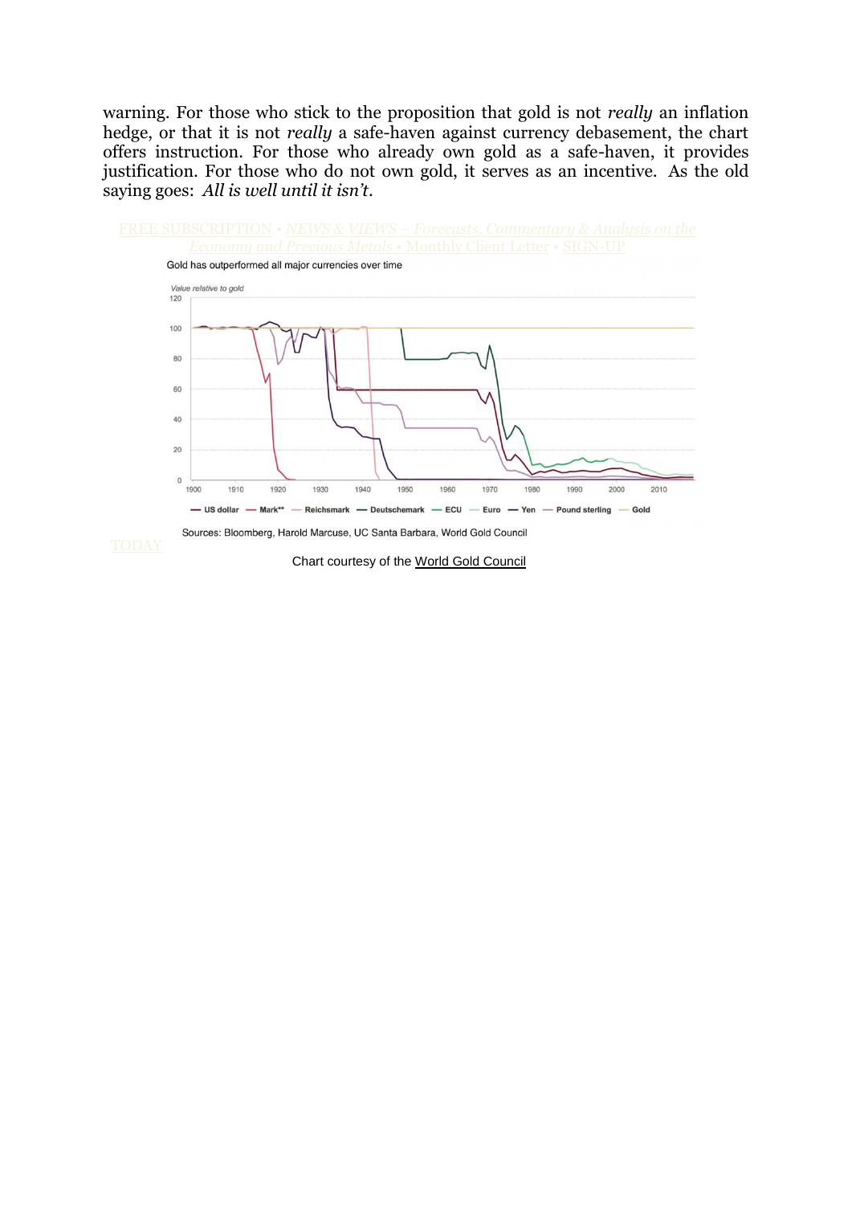warning. For those who stick to the proposition that gold is not *really* an inflation hedge, or that it is not *really* a safe-haven against currency debasement, the chart offers instruction. For those who already own gold as a safe-haven, it provides justification. For those who do not own gold, it serves as an incentive. As the old saying goes: *All is well until it isn't*.

FREE SUBSCRIPTION • *NEWS & VIEWS – Forecasts, Commentary & Analysis on the Economy and Precious Metals* • Monthly Client Letter • SIGN-UP

Gold has outperformed all major currencies over time

Value relative to gold

120
100
80
60
40
20
0

1900 1910 1920 1930 1940 1950 1960 1970 1980 1990 2000 2010

US dollar, Mark**, Reichsmark, Deutschemark, ECU, Euro, Yen, Pound sterling, Gold

Sources: Bloomberg, Harold Marcuse, UC Santa Barbara, World Gold Council

TODAY

Chart courtesy of the World Gold Council